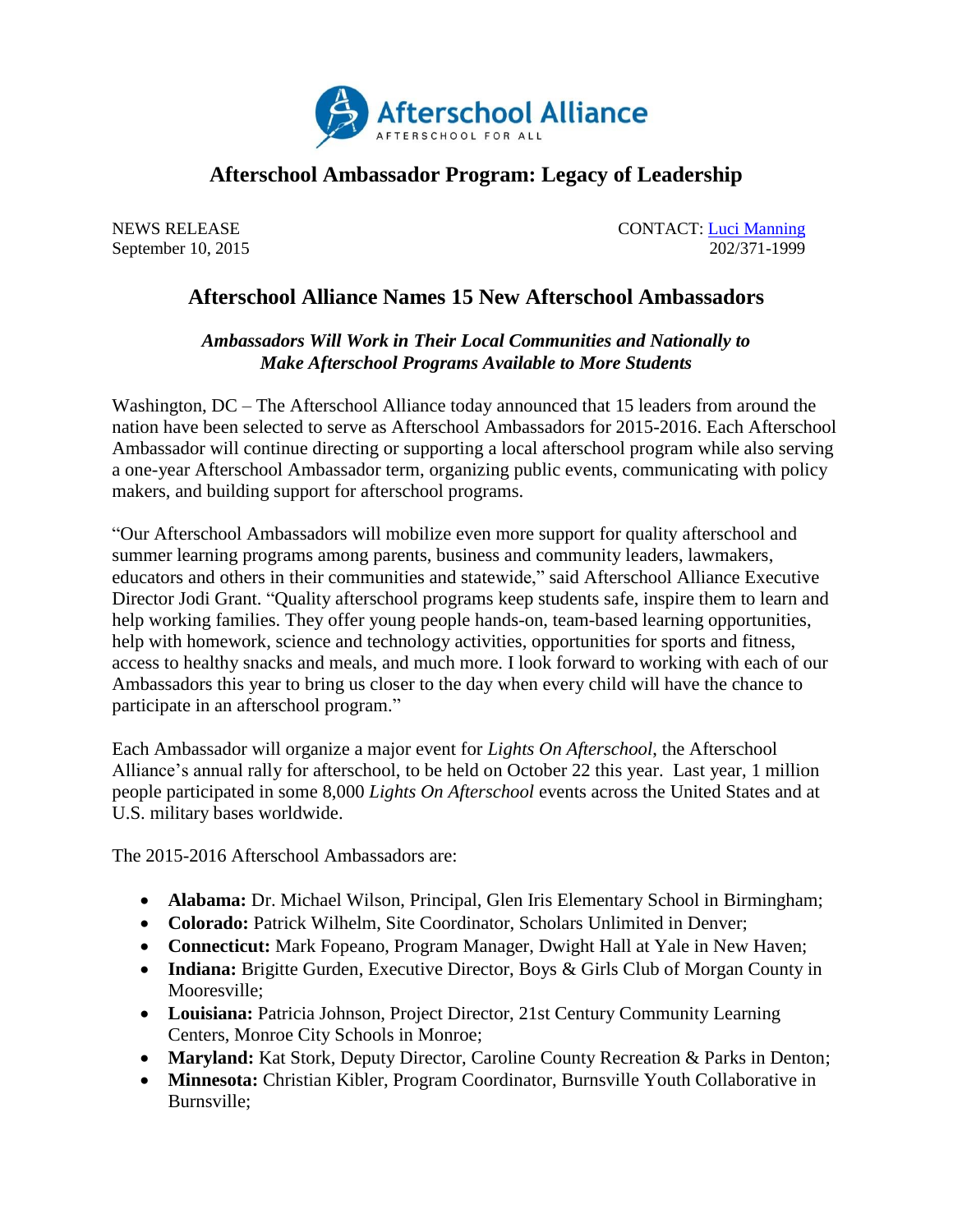Afterschool Alliance
AFTERSCHOOL FOR ALL

## Afterschool Ambassador Program: Legacy of Leadership

NEWS RELEASE
September 10, 2015

CONTACT: Luci Manning
202/371-1999

# Afterschool Alliance Names 15 New Afterschool Ambassadors

***Ambassadors Will Work in Their Local Communities and Nationally to Make Afterschool Programs Available to More Students***

Washington, DC – The Afterschool Alliance today announced that 15 leaders from around the nation have been selected to serve as Afterschool Ambassadors for 2015-2016. Each Afterschool Ambassador will continue directing or supporting a local afterschool program while also serving a one-year Afterschool Ambassador term, organizing public events, communicating with policy makers, and building support for afterschool programs.

"Our Afterschool Ambassadors will mobilize even more support for quality afterschool and summer learning programs among parents, business and community leaders, lawmakers, educators and others in their communities and statewide," said Afterschool Alliance Executive Director Jodi Grant. "Quality afterschool programs keep students safe, inspire them to learn and help working families. They offer young people hands-on, team-based learning opportunities, help with homework, science and technology activities, opportunities for sports and fitness, access to healthy snacks and meals, and much more. I look forward to working with each of our Ambassadors this year to bring us closer to the day when every child will have the chance to participate in an afterschool program."

Each Ambassador will organize a major event for *Lights On Afterschool*, the Afterschool Alliance's annual rally for afterschool, to be held on October 22 this year. Last year, 1 million people participated in some 8,000 *Lights On Afterschool* events across the United States and at U.S. military bases worldwide.

The 2015-2016 Afterschool Ambassadors are:

- **Alabama:** Dr. Michael Wilson, Principal, Glen Iris Elementary School in Birmingham;
- **Colorado:** Patrick Wilhelm, Site Coordinator, Scholars Unlimited in Denver;
- **Connecticut:** Mark Fopeano, Program Manager, Dwight Hall at Yale in New Haven;
- **Indiana:** Brigitte Gurden, Executive Director, Boys & Girls Club of Morgan County in Mooresville;
- **Louisiana:** Patricia Johnson, Project Director, 21st Century Community Learning Centers, Monroe City Schools in Monroe;
- **Maryland:** Kat Stork, Deputy Director, Caroline County Recreation & Parks in Denton;
- **Minnesota:** Christian Kibler, Program Coordinator, Burnsville Youth Collaborative in Burnsville;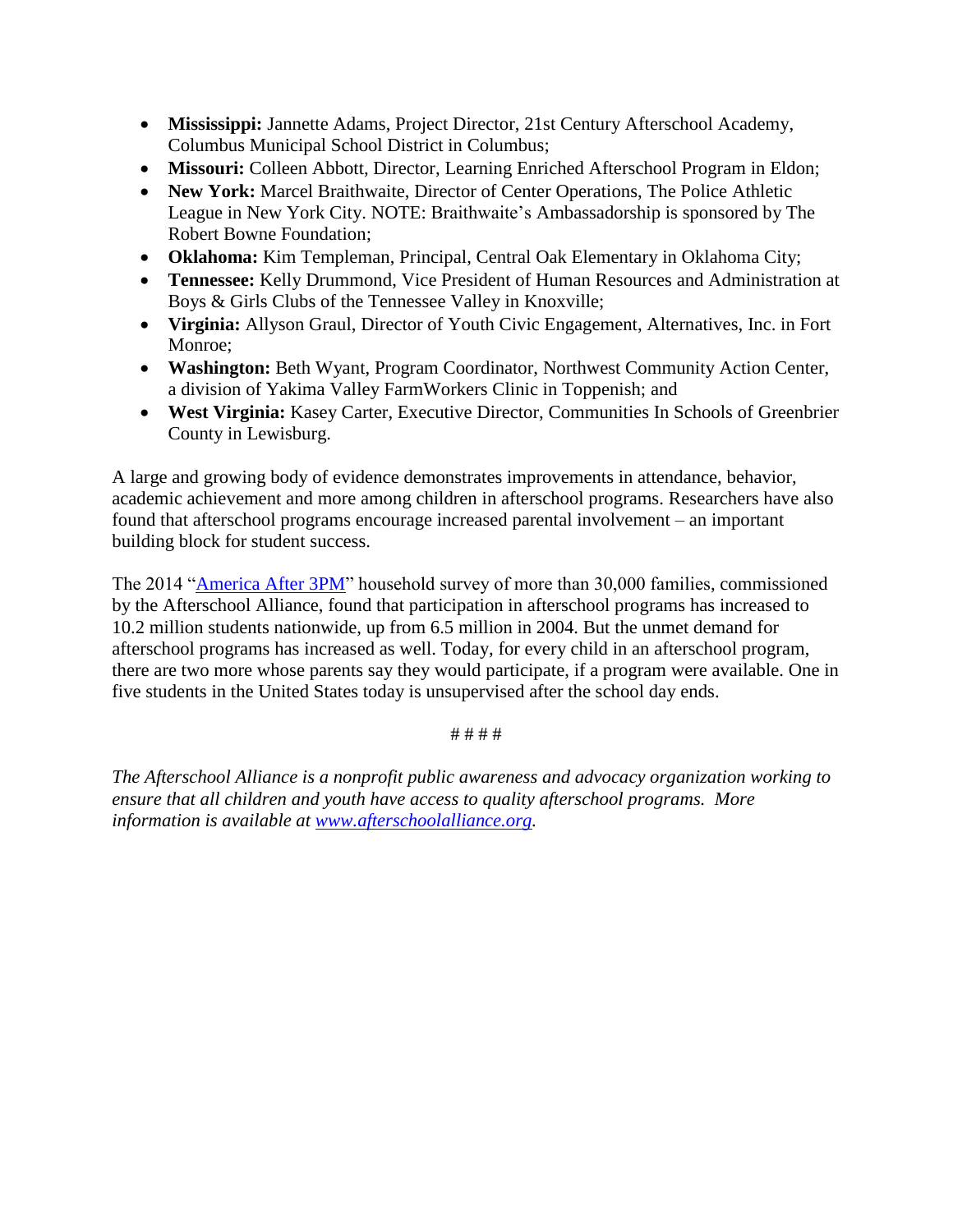- **Mississippi:** Jannette Adams, Project Director, 21st Century Afterschool Academy, Columbus Municipal School District in Columbus;
- **Missouri:** Colleen Abbott, Director, Learning Enriched Afterschool Program in Eldon;
- **New York:** Marcel Braithwaite, Director of Center Operations, The Police Athletic League in New York City. NOTE: Braithwaite's Ambassadorship is sponsored by The Robert Bowne Foundation;
- **Oklahoma:** Kim Templeman, Principal, Central Oak Elementary in Oklahoma City;
- **Tennessee:** Kelly Drummond, Vice President of Human Resources and Administration at Boys & Girls Clubs of the Tennessee Valley in Knoxville;
- **Virginia:** Allyson Graul, Director of Youth Civic Engagement, Alternatives, Inc. in Fort Monroe;
- **Washington:** Beth Wyant, Program Coordinator, Northwest Community Action Center, a division of Yakima Valley FarmWorkers Clinic in Toppenish; and
- **West Virginia:** Kasey Carter, Executive Director, Communities In Schools of Greenbrier County in Lewisburg.

A large and growing body of evidence demonstrates improvements in attendance, behavior, academic achievement and more among children in afterschool programs. Researchers have also found that afterschool programs encourage increased parental involvement – an important building block for student success.

The 2014 "America After 3PM" household survey of more than 30,000 families, commissioned by the Afterschool Alliance, found that participation in afterschool programs has increased to 10.2 million students nationwide, up from 6.5 million in 2004. But the unmet demand for afterschool programs has increased as well. Today, for every child in an afterschool program, there are two more whose parents say they would participate, if a program were available. One in five students in the United States today is unsupervised after the school day ends.

# # # #

*The Afterschool Alliance is a nonprofit public awareness and advocacy organization working to ensure that all children and youth have access to quality afterschool programs. More information is available at www.afterschoolalliance.org.*